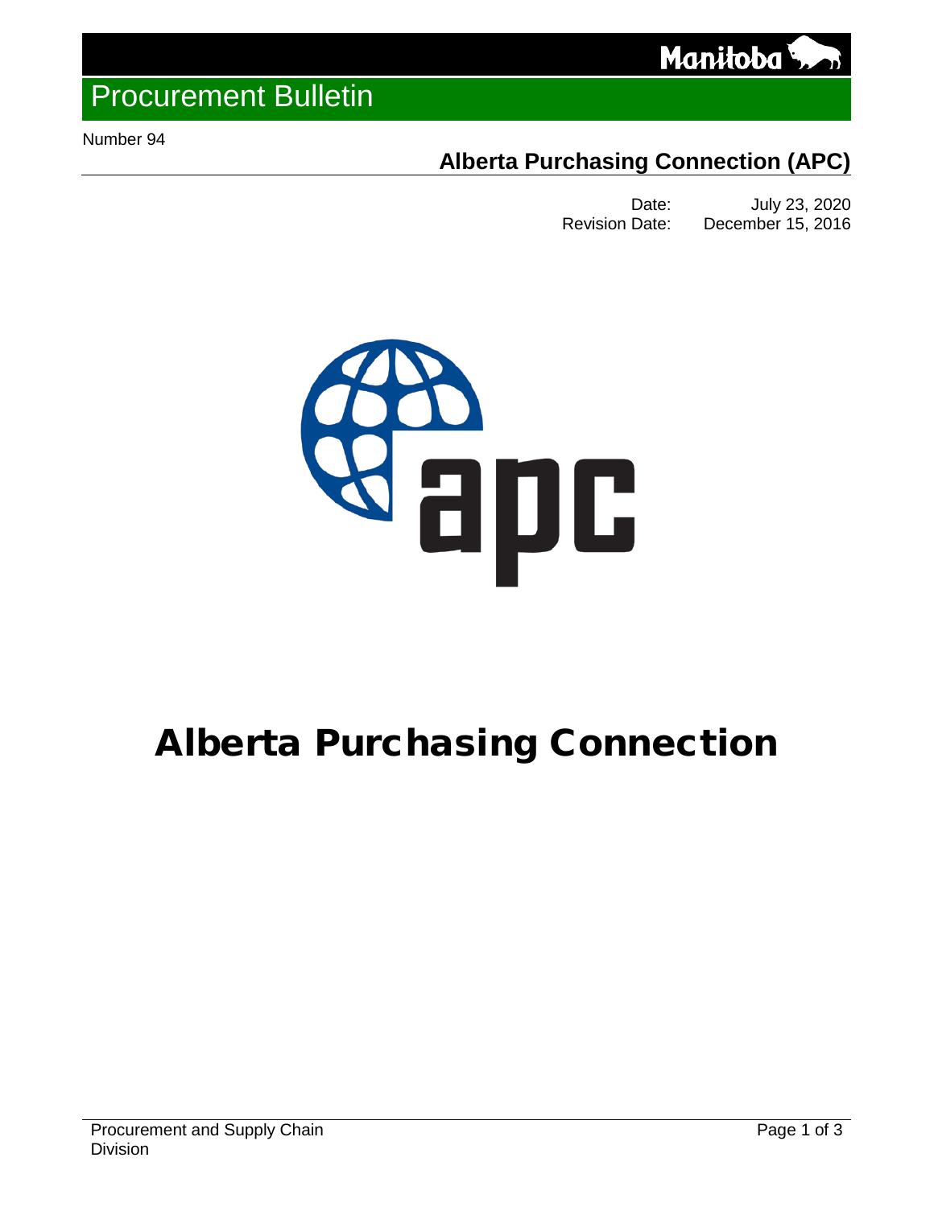# Procurement Bulletin

Number 94

## Alberta Purchasing Connection (APC)

Date: July 23, 2020
Revision Date: December 15, 2016

# Alberta Purchasing Connection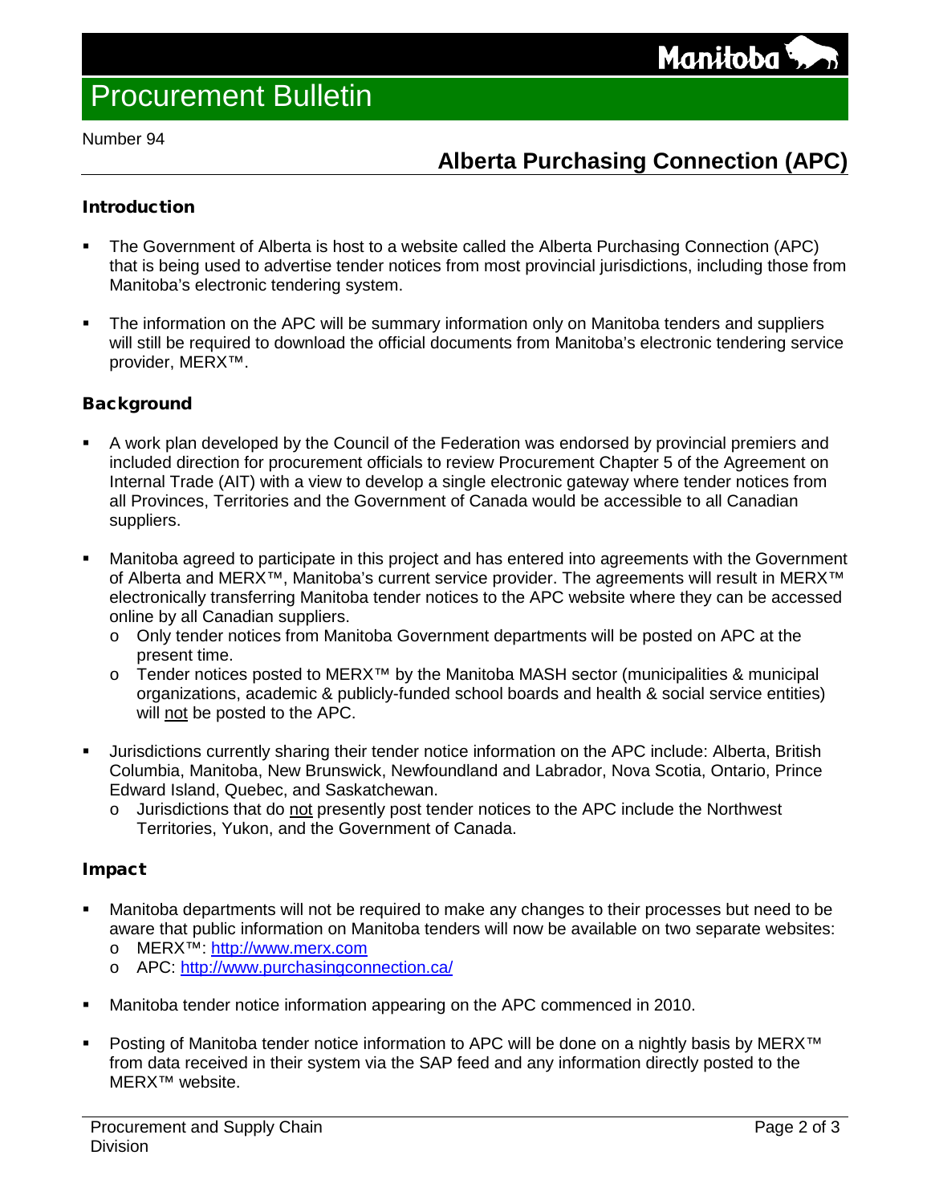# Procurement Bulletin

Number 94

## Alberta Purchasing Connection (APC)

### Introduction

- The Government of Alberta is host to a website called the Alberta Purchasing Connection (APC) that is being used to advertise tender notices from most provincial jurisdictions, including those from Manitoba's electronic tendering system.
- The information on the APC will be summary information only on Manitoba tenders and suppliers will still be required to download the official documents from Manitoba's electronic tendering service provider, MERX™.

### Background

- A work plan developed by the Council of the Federation was endorsed by provincial premiers and included direction for procurement officials to review Procurement Chapter 5 of the Agreement on Internal Trade (AIT) with a view to develop a single electronic gateway where tender notices from all Provinces, Territories and the Government of Canada would be accessible to all Canadian suppliers.
- Manitoba agreed to participate in this project and has entered into agreements with the Government of Alberta and MERX™, Manitoba's current service provider. The agreements will result in MERX™ electronically transferring Manitoba tender notices to the APC website where they can be accessed online by all Canadian suppliers.
  - Only tender notices from Manitoba Government departments will be posted on APC at the present time.
  - Tender notices posted to MERX™ by the Manitoba MASH sector (municipalities & municipal organizations, academic & publicly-funded school boards and health & social service entities) will <u>not</u> be posted to the APC.
- Jurisdictions currently sharing their tender notice information on the APC include: Alberta, British Columbia, Manitoba, New Brunswick, Newfoundland and Labrador, Nova Scotia, Ontario, Prince Edward Island, Quebec, and Saskatchewan.
  - Jurisdictions that do <u>not</u> presently post tender notices to the APC include the Northwest Territories, Yukon, and the Government of Canada.

### Impact

- Manitoba departments will not be required to make any changes to their processes but need to be aware that public information on Manitoba tenders will now be available on two separate websites:
  - MERX™: [http://www.merx.com](http://www.merx.com)
  - APC: [http://www.purchasingconnection.ca/](http://www.purchasingconnection.ca/)
- Manitoba tender notice information appearing on the APC commenced in 2010.
- Posting of Manitoba tender notice information to APC will be done on a nightly basis by MERX™ from data received in their system via the SAP feed and any information directly posted to the MERX™ website.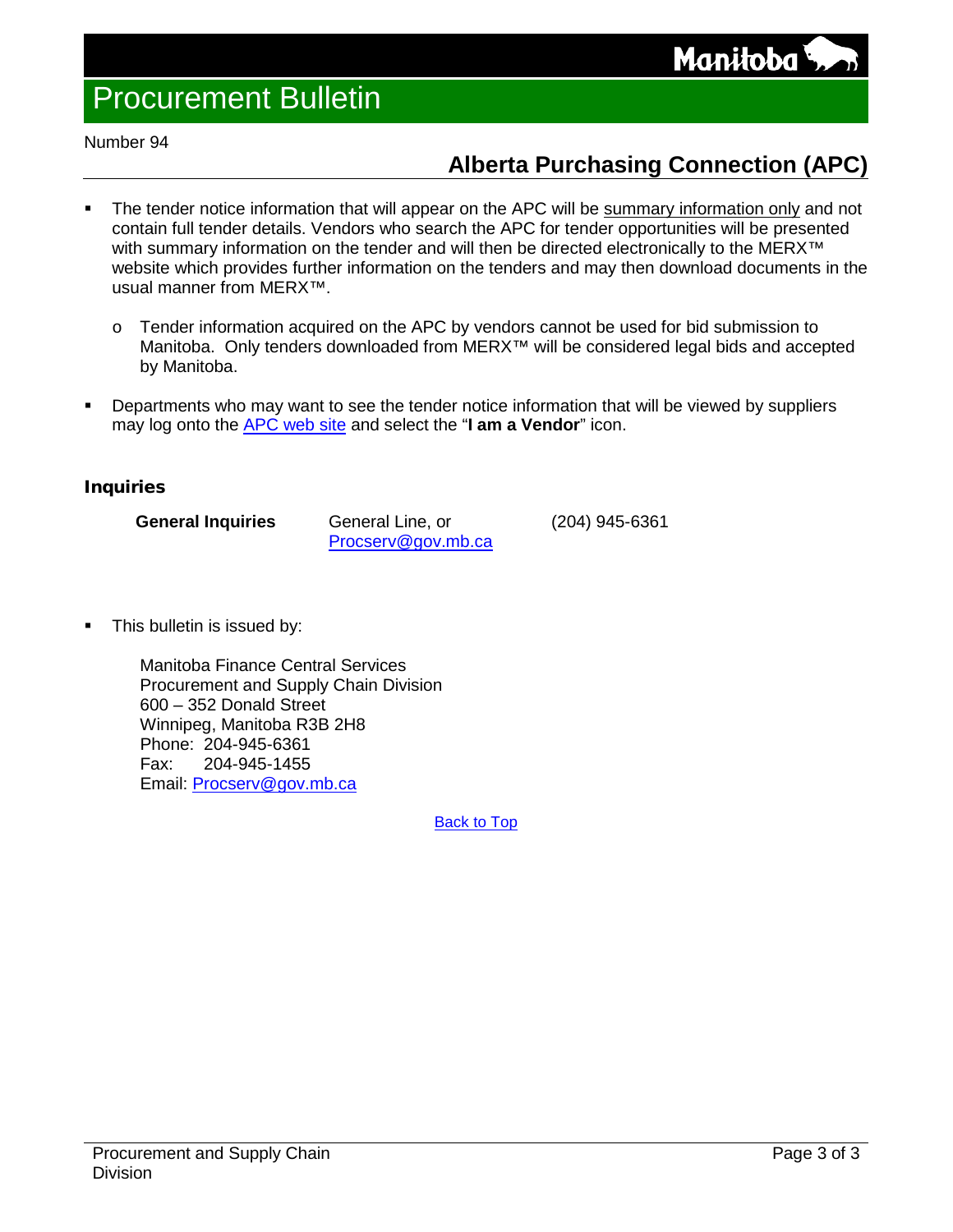# Procurement Bulletin

Number 94

## Alberta Purchasing Connection (APC)

- The tender notice information that will appear on the APC will be summary information only and not contain full tender details. Vendors who search the APC for tender opportunities will be presented with summary information on the tender and will then be directed electronically to the MERX™ website which provides further information on the tenders and may then download documents in the usual manner from MERX™.
  - Tender information acquired on the APC by vendors cannot be used for bid submission to Manitoba. Only tenders downloaded from MERX™ will be considered legal bids and accepted by Manitoba.
- Departments who may want to see the tender notice information that will be viewed by suppliers may log onto the APC web site and select the "**I am a Vendor**" icon.

### Inquiries

| | | |
|---|---|---|
| **General Inquiries** | General Line, or Procserv@gov.mb.ca | (204) 945-6361 |

- This bulletin is issued by:

  Manitoba Finance Central Services
  Procurement and Supply Chain Division
  600 – 352 Donald Street
  Winnipeg, Manitoba R3B 2H8
  Phone: 204-945-6361
  Fax: 204-945-1455
  Email: Procserv@gov.mb.ca

Back to Top